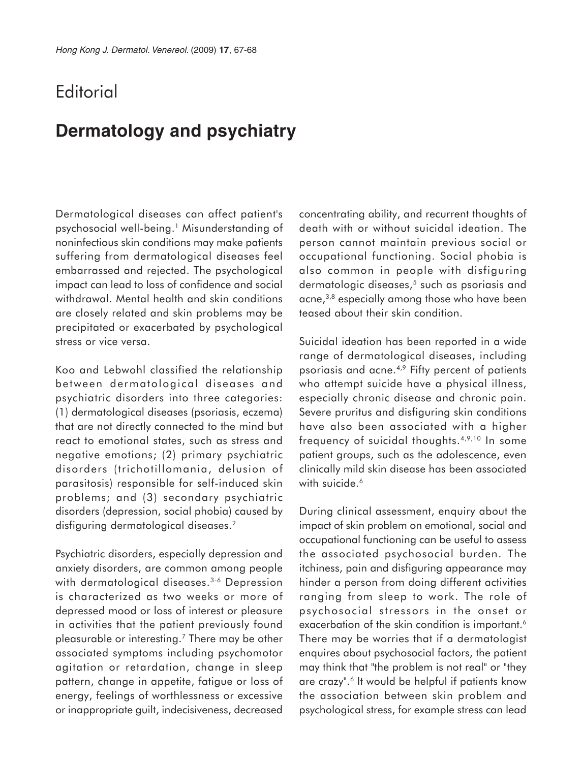# Editorial

## Dermatology and psychiatry

Dermatological diseases can affect patient's psychosocial well-being.[1] Misunderstanding of noninfectious skin conditions may make patients suffering from dermatological diseases feel embarrassed and rejected. The psychological impact can lead to loss of confidence and social withdrawal. Mental health and skin conditions are closely related and skin problems may be precipitated or exacerbated by psychological stress or vice versa.

Koo and Lebwohl classified the relationship between dermatological diseases and psychiatric disorders into three categories: (1) dermatological diseases (psoriasis, eczema) that are not directly connected to the mind but react to emotional states, such as stress and negative emotions; (2) primary psychiatric disorders (trichotillomania, delusion of parasitosis) responsible for self-induced skin problems; and (3) secondary psychiatric disorders (depression, social phobia) caused by disfiguring dermatological diseases.[2]

Psychiatric disorders, especially depression and anxiety disorders, are common among people with dermatological diseases.[3-6] Depression is characterized as two weeks or more of depressed mood or loss of interest or pleasure in activities that the patient previously found pleasurable or interesting.[7] There may be other associated symptoms including psychomotor agitation or retardation, change in sleep pattern, change in appetite, fatigue or loss of energy, feelings of worthlessness or excessive or inappropriate guilt, indecisiveness, decreased concentrating ability, and recurrent thoughts of death with or without suicidal ideation. The person cannot maintain previous social or occupational functioning. Social phobia is also common in people with disfiguring dermatologic diseases,[5] such as psoriasis and acne,[3,8] especially among those who have been teased about their skin condition.

Suicidal ideation has been reported in a wide range of dermatological diseases, including psoriasis and acne.[4,9] Fifty percent of patients who attempt suicide have a physical illness, especially chronic disease and chronic pain. Severe pruritus and disfiguring skin conditions have also been associated with a higher frequency of suicidal thoughts.[4,9,10] In some patient groups, such as the adolescence, even clinically mild skin disease has been associated with suicide.[6]

During clinical assessment, enquiry about the impact of skin problem on emotional, social and occupational functioning can be useful to assess the associated psychosocial burden. The itchiness, pain and disfiguring appearance may hinder a person from doing different activities ranging from sleep to work. The role of psychosocial stressors in the onset or exacerbation of the skin condition is important.[6] There may be worries that if a dermatologist enquires about psychosocial factors, the patient may think that "the problem is not real" or "they are crazy".[6] It would be helpful if patients know the association between skin problem and psychological stress, for example stress can lead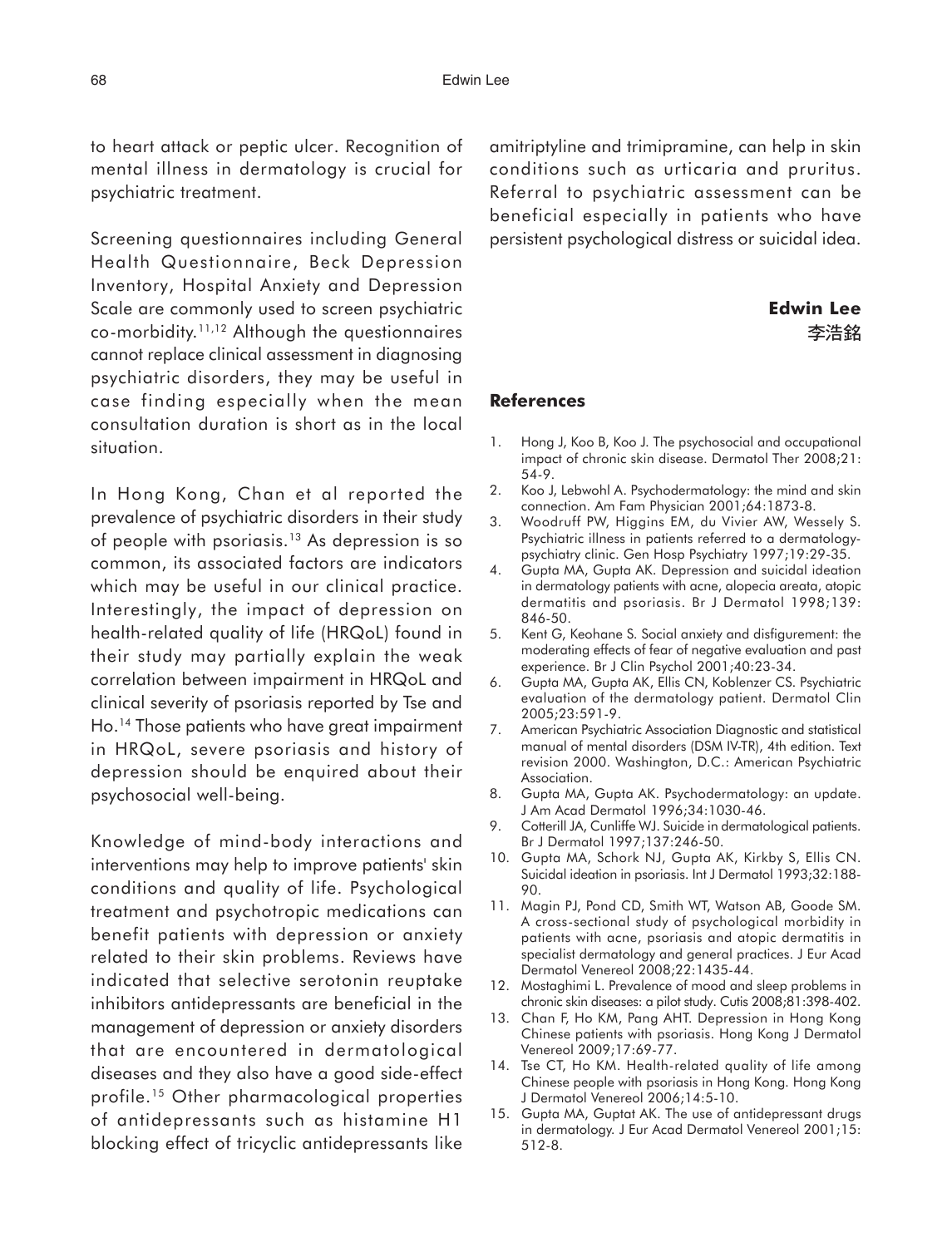to heart attack or peptic ulcer. Recognition of mental illness in dermatology is crucial for psychiatric treatment.

Screening questionnaires including General Health Questionnaire, Beck Depression Inventory, Hospital Anxiety and Depression Scale are commonly used to screen psychiatric co-morbidity.[11,12] Although the questionnaires cannot replace clinical assessment in diagnosing psychiatric disorders, they may be useful in case finding especially when the mean consultation duration is short as in the local situation.

In Hong Kong, Chan et al reported the prevalence of psychiatric disorders in their study of people with psoriasis.[13] As depression is so common, its associated factors are indicators which may be useful in our clinical practice. Interestingly, the impact of depression on health-related quality of life (HRQoL) found in their study may partially explain the weak correlation between impairment in HRQoL and clinical severity of psoriasis reported by Tse and Ho.[14] Those patients who have great impairment in HRQoL, severe psoriasis and history of depression should be enquired about their psychosocial well-being.

Knowledge of mind-body interactions and interventions may help to improve patients' skin conditions and quality of life. Psychological treatment and psychotropic medications can benefit patients with depression or anxiety related to their skin problems. Reviews have indicated that selective serotonin reuptake inhibitors antidepressants are beneficial in the management of depression or anxiety disorders that are encountered in dermatological diseases and they also have a good side-effect profile.[15] Other pharmacological properties of antidepressants such as histamine H1 blocking effect of tricyclic antidepressants like amitriptyline and trimipramine, can help in skin conditions such as urticaria and pruritus. Referral to psychiatric assessment can be beneficial especially in patients who have persistent psychological distress or suicidal idea.

**Edwin Lee**
李浩銘

## References

1. Hong J, Koo B, Koo J. The psychosocial and occupational impact of chronic skin disease. Dermatol Ther 2008;21:54-9.
2. Koo J, Lebwohl A. Psychodermatology: the mind and skin connection. Am Fam Physician 2001;64:1873-8.
3. Woodruff PW, Higgins EM, du Vivier AW, Wessely S. Psychiatric illness in patients referred to a dermatology-psychiatry clinic. Gen Hosp Psychiatry 1997;19:29-35.
4. Gupta MA, Gupta AK. Depression and suicidal ideation in dermatology patients with acne, alopecia areata, atopic dermatitis and psoriasis. Br J Dermatol 1998;139:846-50.
5. Kent G, Keohane S. Social anxiety and disfigurement: the moderating effects of fear of negative evaluation and past experience. Br J Clin Psychol 2001;40:23-34.
6. Gupta MA, Gupta AK, Ellis CN, Koblenzer CS. Psychiatric evaluation of the dermatology patient. Dermatol Clin 2005;23:591-9.
7. American Psychiatric Association Diagnostic and statistical manual of mental disorders (DSM IV-TR), 4th edition. Text revision 2000. Washington, D.C.: American Psychiatric Association.
8. Gupta MA, Gupta AK. Psychodermatology: an update. J Am Acad Dermatol 1996;34:1030-46.
9. Cotterill JA, Cunliffe WJ. Suicide in dermatological patients. Br J Dermatol 1997;137:246-50.
10. Gupta MA, Schork NJ, Gupta AK, Kirkby S, Ellis CN. Suicidal ideation in psoriasis. Int J Dermatol 1993;32:188-90.
11. Magin PJ, Pond CD, Smith WT, Watson AB, Goode SM. A cross-sectional study of psychological morbidity in patients with acne, psoriasis and atopic dermatitis in specialist dermatology and general practices. J Eur Acad Dermatol Venereol 2008;22:1435-44.
12. Mostaghimi L. Prevalence of mood and sleep problems in chronic skin diseases: a pilot study. Cutis 2008;81:398-402.
13. Chan F, Ho KM, Pang AHT. Depression in Hong Kong Chinese patients with psoriasis. Hong Kong J Dermatol Venereol 2009;17:69-77.
14. Tse CT, Ho KM. Health-related quality of life among Chinese people with psoriasis in Hong Kong. Hong Kong J Dermatol Venereol 2006;14:5-10.
15. Gupta MA, Guptat AK. The use of antidepressant drugs in dermatology. J Eur Acad Dermatol Venereol 2001;15:512-8.